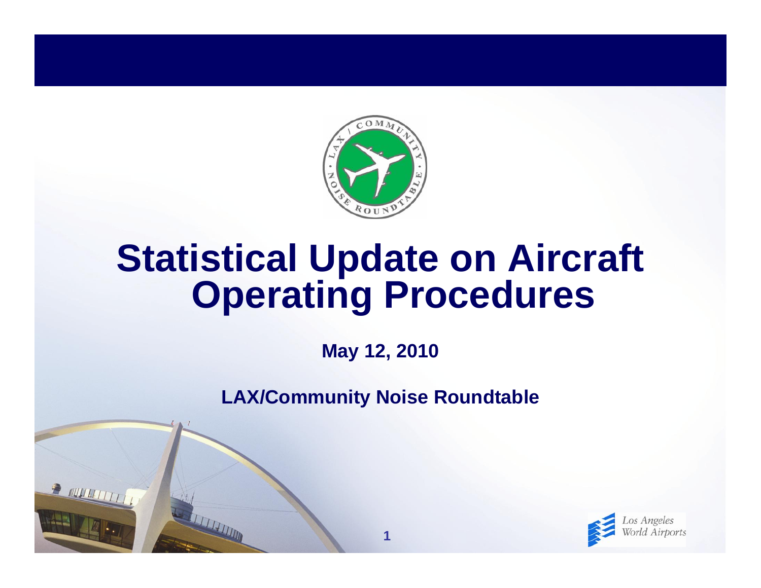# Statistical Update on Aircraft Operating Procedures

**May 12, 2010**

**LAX/Community Noise Roundtable**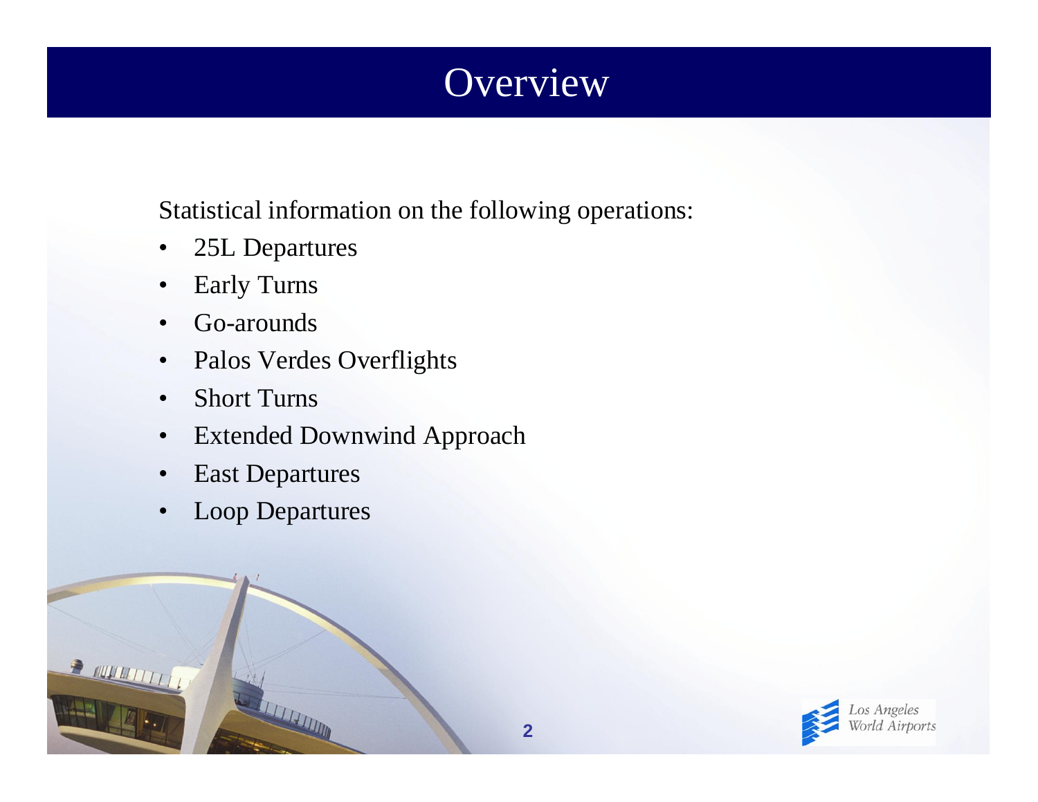# Overview

Statistical information on the following operations:

- 25L Departures
- Early Turns
- Go-arounds
- Palos Verdes Overflights
- Short Turns
- Extended Downwind Approach
- East Departures
- Loop Departures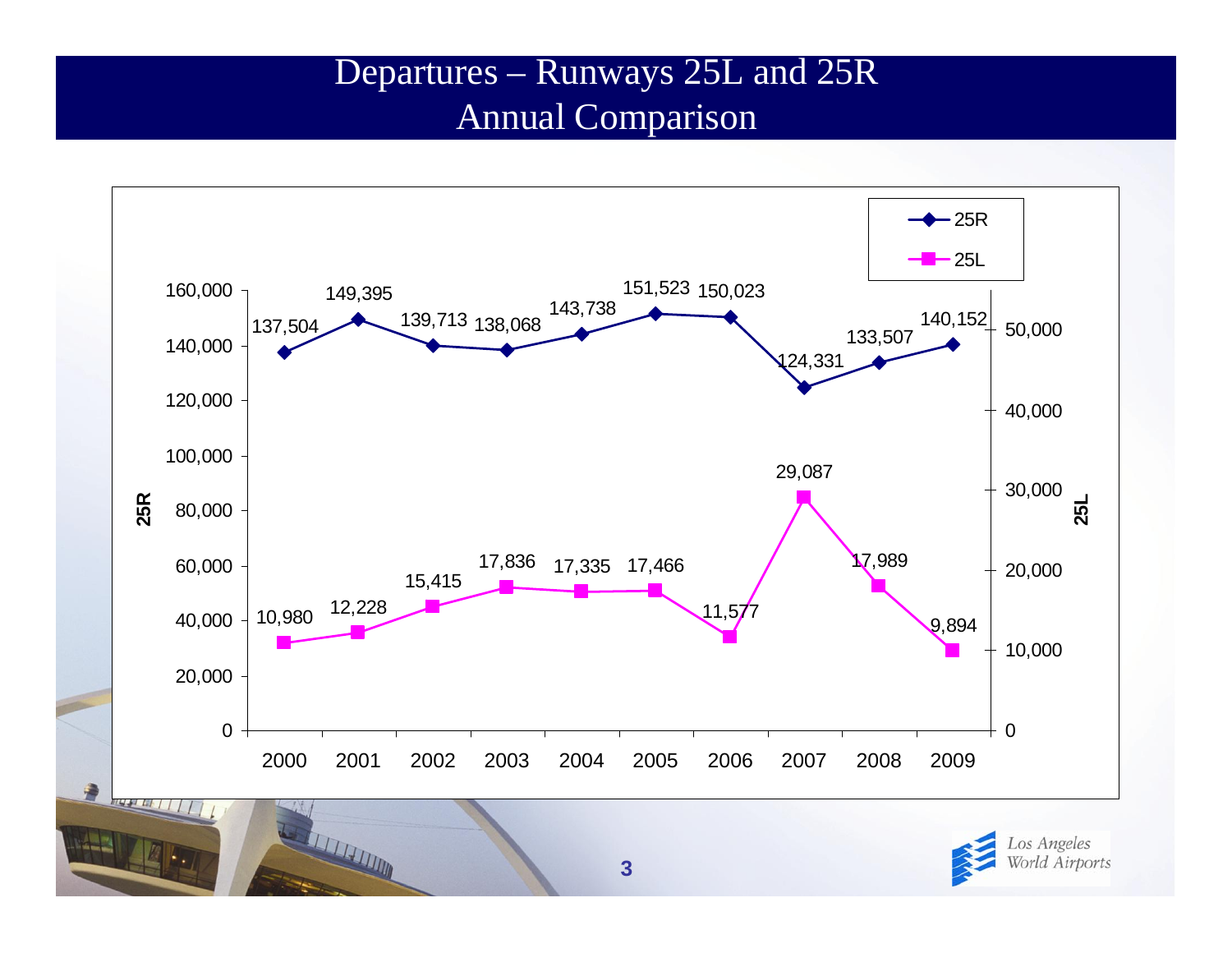# Departures – Runways 25L and 25R
## Annual Comparison

| Year | 25R | 25L |
|---|---|---|
| 2000 | 137,504 | 10,980 |
| 2001 | 149,395 | 12,228 |
| 2002 | 139,713 | 15,415 |
| 2003 | 138,068 | 17,836 |
| 2004 | 143,738 | 17,335 |
| 2005 | 151,523 | 17,466 |
| 2006 | 150,023 | 11,577 |
| 2007 | 124,331 | 29,087 |
| 2008 | 133,507 | 17,989 |
| 2009 | 140,152 | 9,894 |

Los Angeles World Airports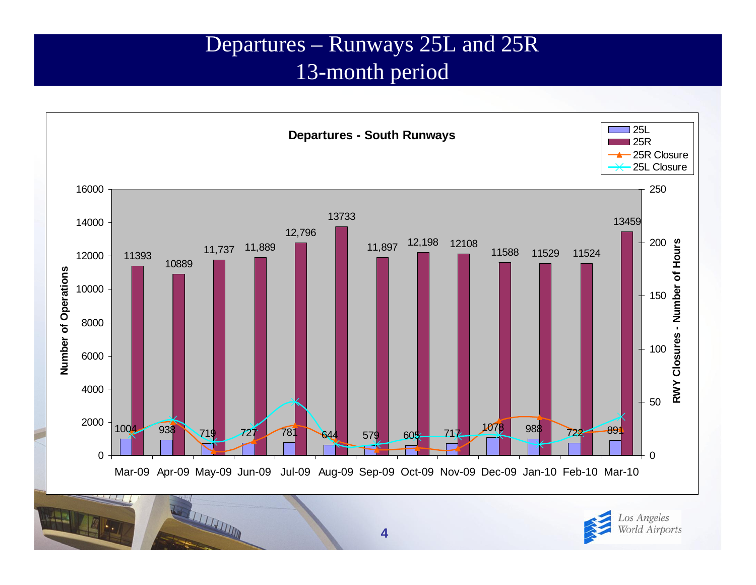# Departures – Runways 25L and 25R
## 13-month period

**Departures - South Runways**

| Month | 25L | 25R |
|---|---|---|
| Mar-09 | 1004 | 11393 |
| Apr-09 | 938 | 10889 |
| May-09 | 719 | 11,737 |
| Jun-09 | 727 | 11,889 |
| Jul-09 | 781 | 12,796 |
| Aug-09 | 644 | 13733 |
| Sep-09 | 579 | 11,897 |
| Oct-09 | 605 | 12,198 |
| Nov-09 | 717 | 12108 |
| Dec-09 | 1078 | 11588 |
| Jan-10 | 988 | 11529 |
| Feb-10 | 722 | 11524 |
| Mar-10 | 891 | 13459 |

Legend: 25L, 25R, 25R Closure, 25L Closure

Left axis: Number of Operations (0–16000)

Right axis: RWY Closures - Number of Hours (0–250)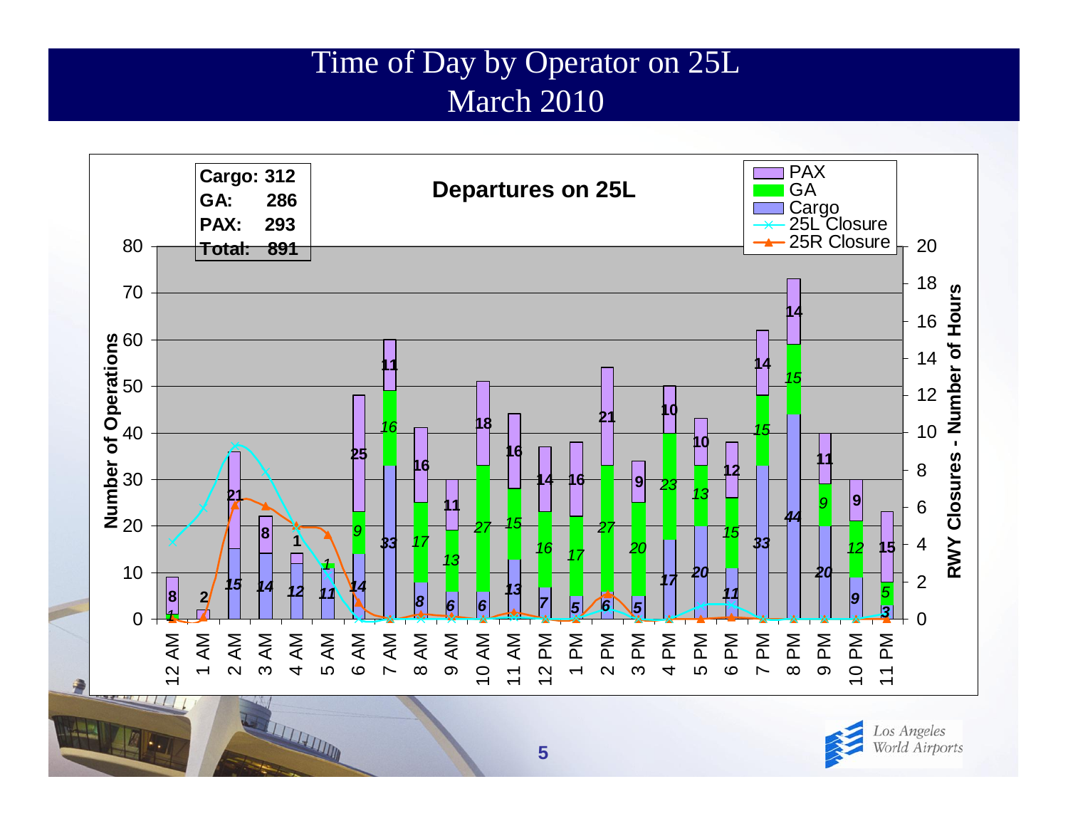# Time of Day by Operator on 25L
## March 2010

**Departures on 25L**

| | |
|---|---|
| **Cargo:** | **312** |
| **GA:** | **286** |
| **PAX:** | **293** |
| **Total:** | **891** |

Legend: PAX, GA, Cargo, 25L Closure, 25R Closure

Left axis: Number of Operations (0–80). Right axis: RWY Closures - Number of Hours (0–20).

| Hour | Cargo | GA | PAX |
|---|---|---|---|
| 12 AM | | 1 | 8 |
| 1 AM | | | 2 |
| 2 AM | 15 | | 21 |
| 3 AM | 14 | | 8 |
| 4 AM | 12 | | 1 |
| 5 AM | 11 | 1 | |
| 6 AM | 14 | 9 | 25 |
| 7 AM | 33 | 16 | 11 |
| 8 AM | 8 | 17 | 16 |
| 9 AM | 6 | 13 | 11 |
| 10 AM | 6 | 27 | 18 |
| 11 AM | 13 | 15 | 16 |
| 12 PM | 7 | 16 | 14 |
| 1 PM | 5 | 17 | 16 |
| 2 PM | 6 | 27 | 21 |
| 3 PM | 5 | 20 | 9 |
| 4 PM | 17 | 23 | 10 |
| 5 PM | 20 | 13 | 10 |
| 6 PM | 11 | 15 | 12 |
| 7 PM | 33 | 15 | 14 |
| 8 PM | 44 | 15 | 14 |
| 9 PM | 20 | 9 | 11 |
| 10 PM | 9 | 12 | 9 |
| 11 PM | 3 | 5 | 15 |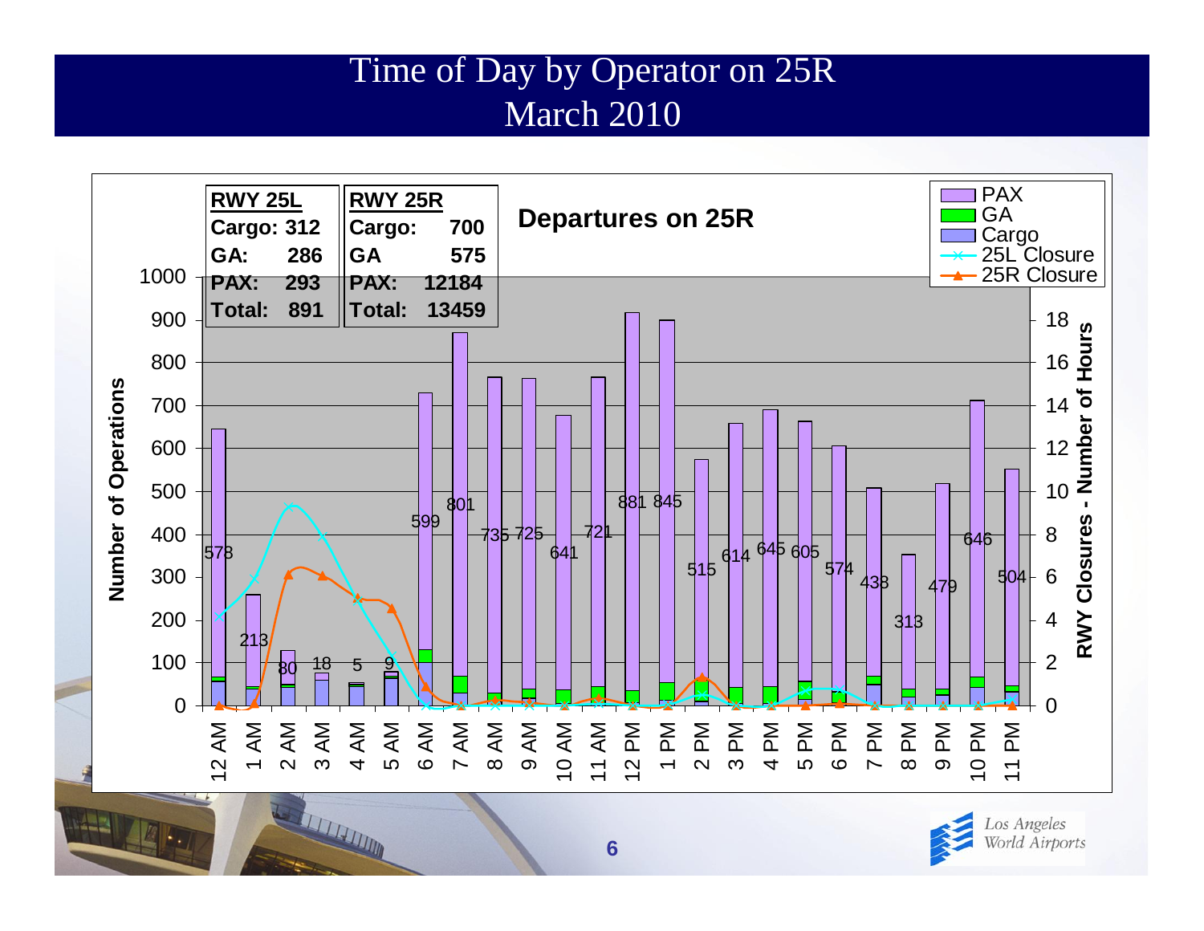# Time of Day by Operator on 25R
## March 2010

**Departures on 25R**

| RWY 25L | |
|---|---|
| Cargo: | 312 |
| GA: | 286 |
| PAX: | 293 |
| Total: | 891 |

| RWY 25R | |
|---|---|
| Cargo: | 700 |
| GA | 575 |
| PAX: | 12184 |
| Total: | 13459 |

Legend: PAX, GA, Cargo, 25L Closure, 25R Closure

Y-axis (left): Number of Operations (0–1000)
Y-axis (right): RWY Closures - Number of Hours (0–18)

| Hour | PAX |
|---|---|
| 12 AM | 578 |
| 1 AM | 213 |
| 2 AM | 80 |
| 3 AM | 18 |
| 4 AM | 5 |
| 5 AM | 9 |
| 6 AM | 599 |
| 7 AM | 801 |
| 8 AM | 735 |
| 9 AM | 725 |
| 10 AM | 641 |
| 11 AM | 721 |
| 12 PM | 881 |
| 1 PM | 845 |
| 2 PM | 515 |
| 3 PM | 614 |
| 4 PM | 645 |
| 5 PM | 605 |
| 6 PM | 574 |
| 7 PM | 438 |
| 8 PM | 313 |
| 9 PM | 479 |
| 10 PM | 646 |
| 11 PM | 504 |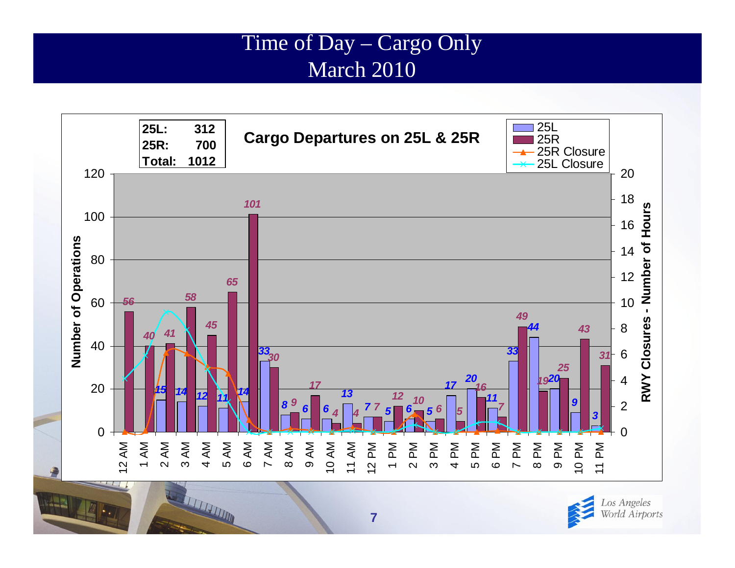# Time of Day – Cargo Only
# March 2010

## Cargo Departures on 25L & 25R

| | |
|---|---|
| 25L: | 312 |
| 25R: | 700 |
| Total: | 1012 |

| Hour | 25L | 25R |
|---|---|---|
| 12 AM | | 56 |
| 1 AM | | 40 |
| 2 AM | 15 | 41 |
| 3 AM | 14 | 58 |
| 4 AM | 12 | 45 |
| 5 AM | 11 | 65 |
| 6 AM | 14 | 101 |
| 7 AM | 33 | 30 |
| 8 AM | 8 | 9 |
| 9 AM | 6 | 17 |
| 10 AM | 6 | 4 |
| 11 AM | 13 | 4 |
| 12 PM | 7 | 7 |
| 1 PM | 5 | 12 |
| 2 PM | 6 | 10 |
| 3 PM | 5 | 6 |
| 4 PM | 17 | 5 |
| 5 PM | 20 | 16 |
| 6 PM | 11 | 7 |
| 7 PM | 33 | 49 |
| 8 PM | 44 | 19 |
| 9 PM | 20 | 25 |
| 10 PM | 9 | 43 |
| 11 PM | 3 | 31 |

Legend: 25L, 25R, 25R Closure, 25L Closure

Left axis: Number of Operations (0–120)

Right axis: RWY Closures - Number of Hours (0–20)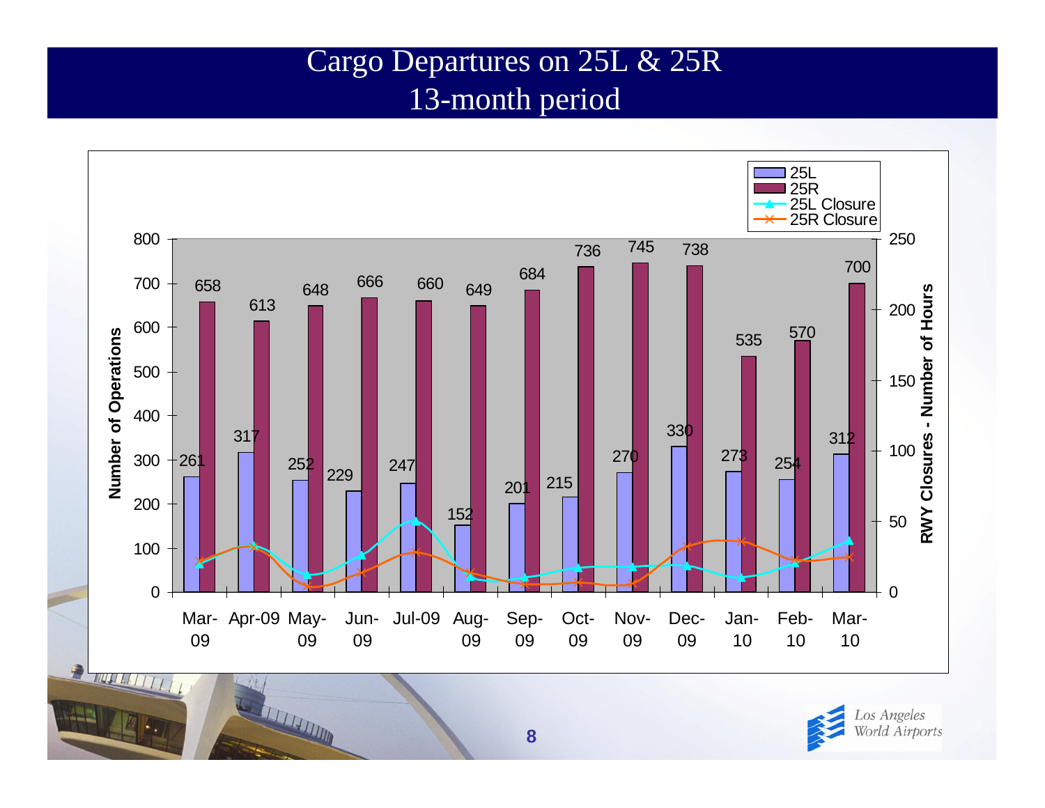# Cargo Departures on 25L & 25R
## 13-month period

| Month | 25L | 25R |
|---|---|---|
| Mar-09 | 261 | 658 |
| Apr-09 | 317 | 613 |
| May-09 | 252 | 648 |
| Jun-09 | 229 | 666 |
| Jul-09 | 247 | 660 |
| Aug-09 | 152 | 649 |
| Sep-09 | 201 | 684 |
| Oct-09 | 215 | 736 |
| Nov-09 | 270 | 745 |
| Dec-09 | 330 | 738 |
| Jan-10 | 273 | 535 |
| Feb-10 | 254 | 570 |
| Mar-10 | 312 | 700 |

Legend: 25L, 25R, 25L Closure, 25R Closure

Left axis: Number of Operations (0–800)

Right axis: RWY Closures - Number of Hours (0–250)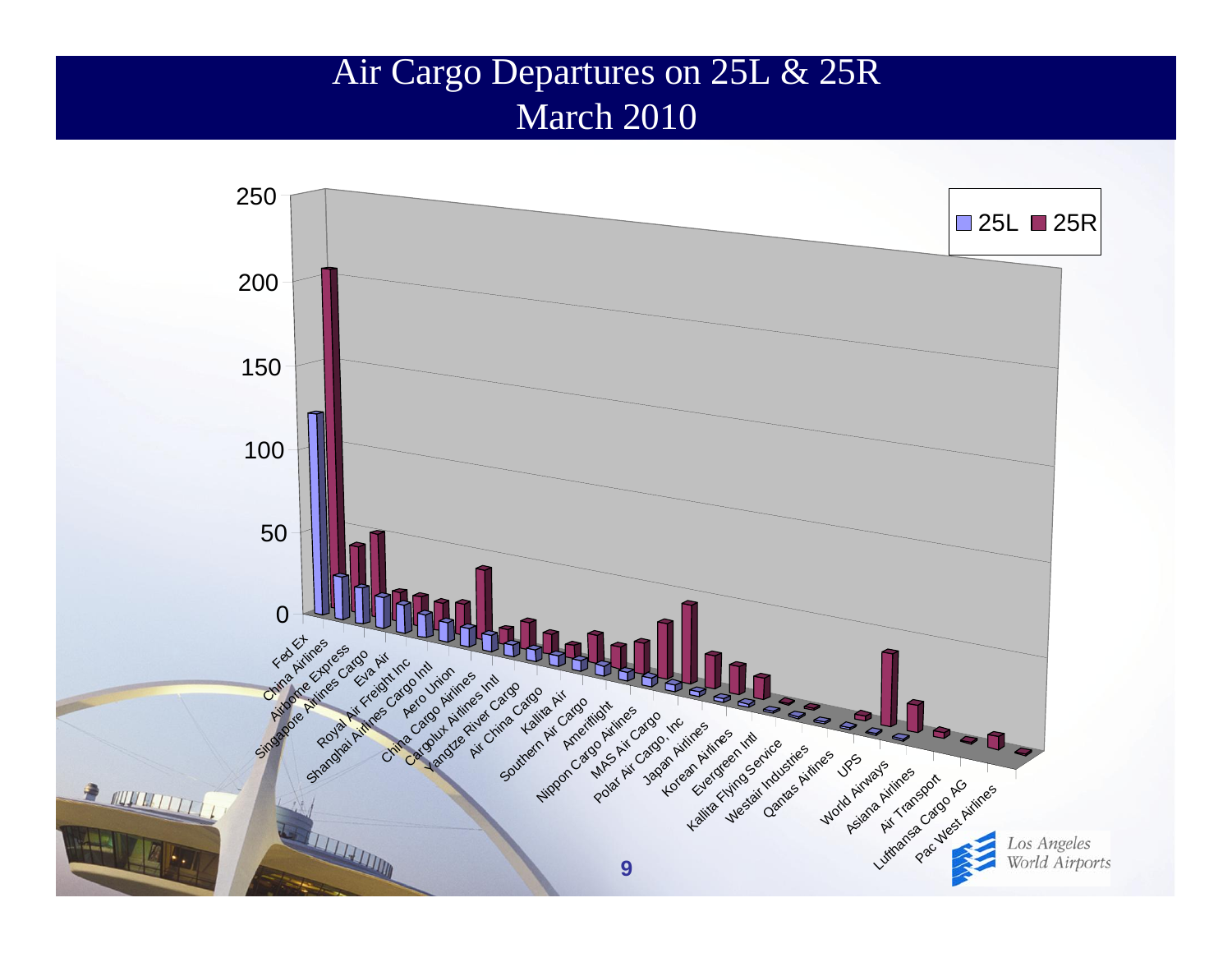# Air Cargo Departures on 25L & 25R
## March 2010

| Airline | 25L | 25R |
|---|---|---|
| Fed Ex | | |
| China Airlines | | |
| Airborne Express | | |
| Singapore Airlines Cargo | | |
| Eva Air | | |
| Royal Air Freight Inc | | |
| Shanghai Airlines Cargo Intl | | |
| Aero Union | | |
| China Cargo Airlines | | |
| Cargolux Airlines Intl | | |
| Yangtze River Cargo | | |
| Air China Cargo | | |
| Kalitta Air | | |
| Southern Air Cargo | | |
| Ameriflight | | |
| Nippon Cargo Airlines | | |
| MAS Air Cargo | | |
| Polar Air Cargo, Inc | | |
| Japan Airlines | | |
| Korean Airlines | | |
| Evergreen Intl | | |
| Kalitta Flying Service | | |
| Westair Industries | | |
| Qantas Airlines | | |
| UPS | | |
| World Airways | | |
| Asiana Airlines | | |
| Air Transport | | |
| Lufthansa Cargo AG | | |
| Pac West Airlines | | |

Los Angeles World Airports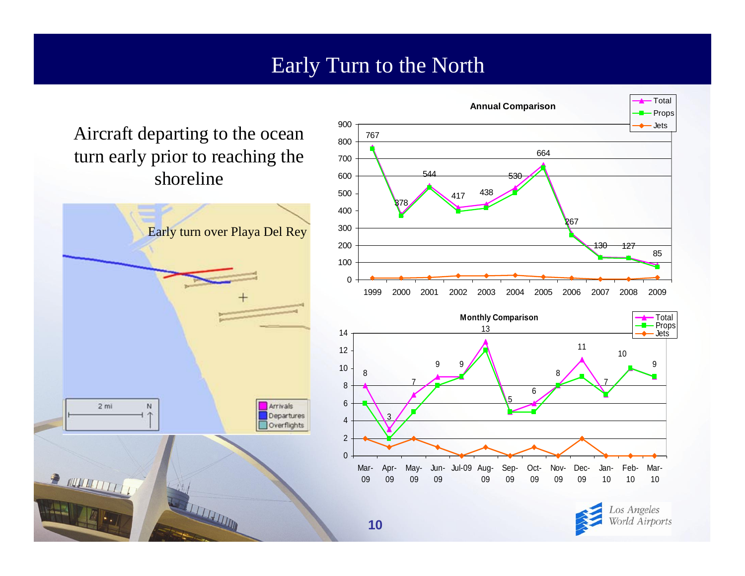# Early Turn to the North

Aircraft departing to the ocean turn early prior to reaching the shoreline

Early turn over Playa Del Rey

2 mi N

Arrivals
Departures
Overflights

**Annual Comparison**

| Year | 1999 | 2000 | 2001 | 2002 | 2003 | 2004 | 2005 | 2006 | 2007 | 2008 | 2009 |
|---|---|---|---|---|---|---|---|---|---|---|---|
| Total | 767 | 378 | 544 | 417 | 438 | 530 | 664 | 267 | 130 | 127 | 85 |

**Monthly Comparison**

| Month | Mar-09 | Apr-09 | May-09 | Jun-09 | Jul-09 | Aug-09 | Sep-09 | Oct-09 | Nov-09 | Dec-09 | Jan-10 | Feb-10 | Mar-10 |
|---|---|---|---|---|---|---|---|---|---|---|---|---|---|
| Total | 8 | 3 | 7 | 9 | 9 | 13 | 5 | 6 | 8 | 11 | 7 | 10 | 9 |

Los Angeles World Airports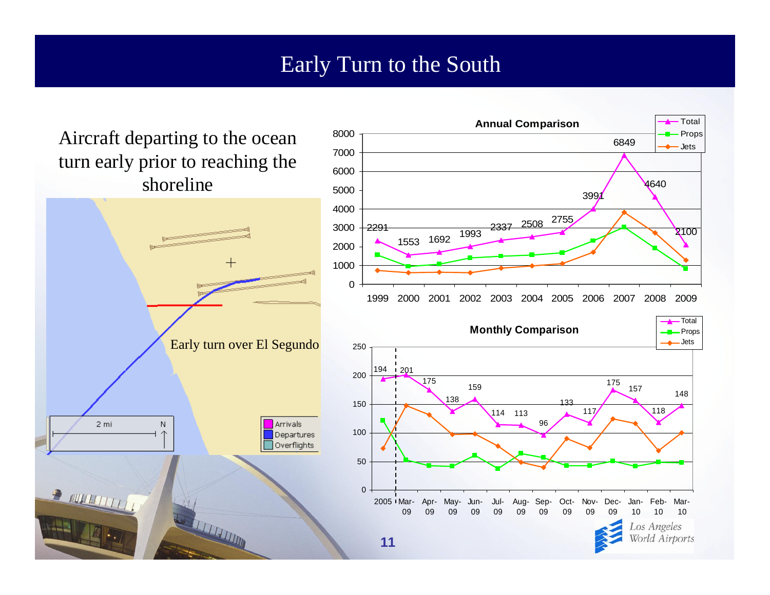# Early Turn to the South

Aircraft departing to the ocean turn early prior to reaching the shoreline

Early turn over El Segundo

2 mi N

Arrivals
Departures
Overflights

**Annual Comparison**

| Year | Total |
|---|---|
| 1999 | 2291 |
| 2000 | 1553 |
| 2001 | 1692 |
| 2002 | 1993 |
| 2003 | 2337 |
| 2004 | 2508 |
| 2005 | 2755 |
| 2006 | 3991 |
| 2007 | 6849 |
| 2008 | 4640 |
| 2009 | 2100 |

**Monthly Comparison**

| Period | Total |
|---|---|
| 2005 | 194 |
| Mar-09 | 201 |
| Apr-09 | 175 |
| May-09 | 138 |
| Jun-09 | 159 |
| Jul-09 | 114 |
| Aug-09 | 113 |
| Sep-09 | 96 |
| Oct-09 | 133 |
| Nov-09 | 117 |
| Dec-09 | 175 |
| Jan-10 | 157 |
| Feb-10 | 118 |
| Mar-10 | 148 |

Los Angeles World Airports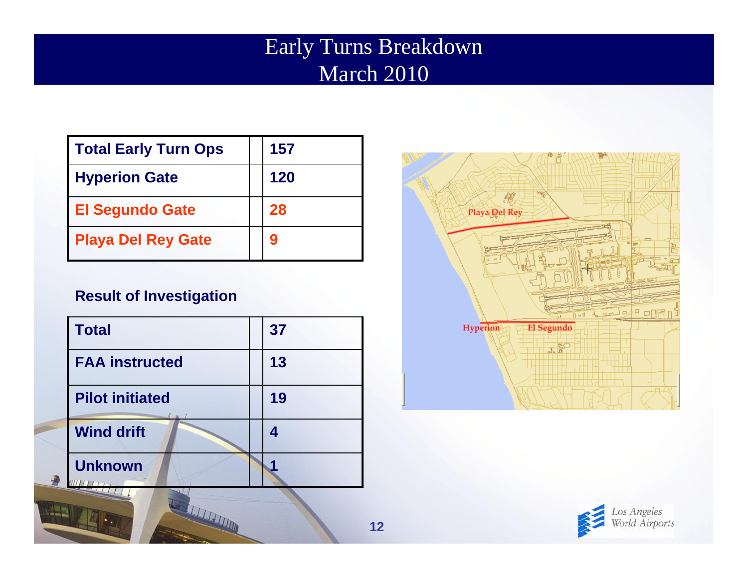# Early Turns Breakdown
# March 2010

| Total Early Turn Ops | 157 |
|---|---|
| Hyperion Gate | 120 |
| El Segundo Gate | 28 |
| Playa Del Rey Gate | 9 |

**Result of Investigation**

| Total | 37 |
|---|---|
| FAA instructed | 13 |
| Pilot initiated | 19 |
| Wind drift | 4 |
| Unknown | 1 |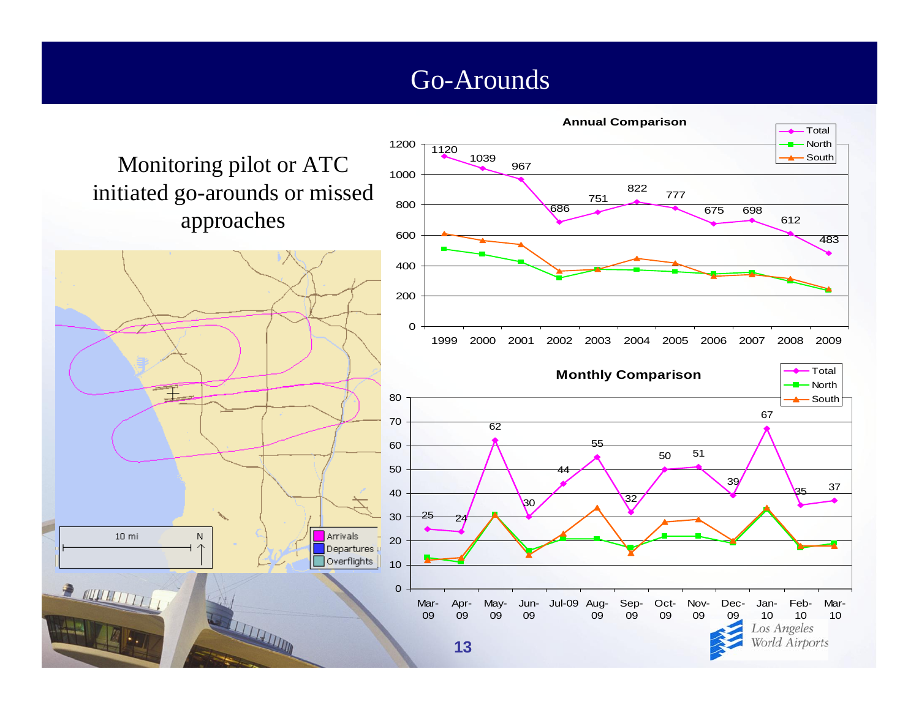# Go-Arounds

Monitoring pilot or ATC initiated go-arounds or missed approaches

**Annual Comparison**

| Year | 1999 | 2000 | 2001 | 2002 | 2003 | 2004 | 2005 | 2006 | 2007 | 2008 | 2009 |
|---|---|---|---|---|---|---|---|---|---|---|---|
| Total | 1120 | 1039 | 967 | 686 | 751 | 822 | 777 | 675 | 698 | 612 | 483 |

**Monthly Comparison**

| Month | Mar-09 | Apr-09 | May-09 | Jun-09 | Jul-09 | Aug-09 | Sep-09 | Oct-09 | Nov-09 | Dec-09 | Jan-10 | Feb-10 | Mar-10 |
|---|---|---|---|---|---|---|---|---|---|---|---|---|---|
| Total | 25 | 24 | 62 | 30 | 44 | 55 | 32 | 50 | 51 | 39 | 67 | 35 | 37 |

Arrivals
Departures
Overflights

10 mi

Los Angeles World Airports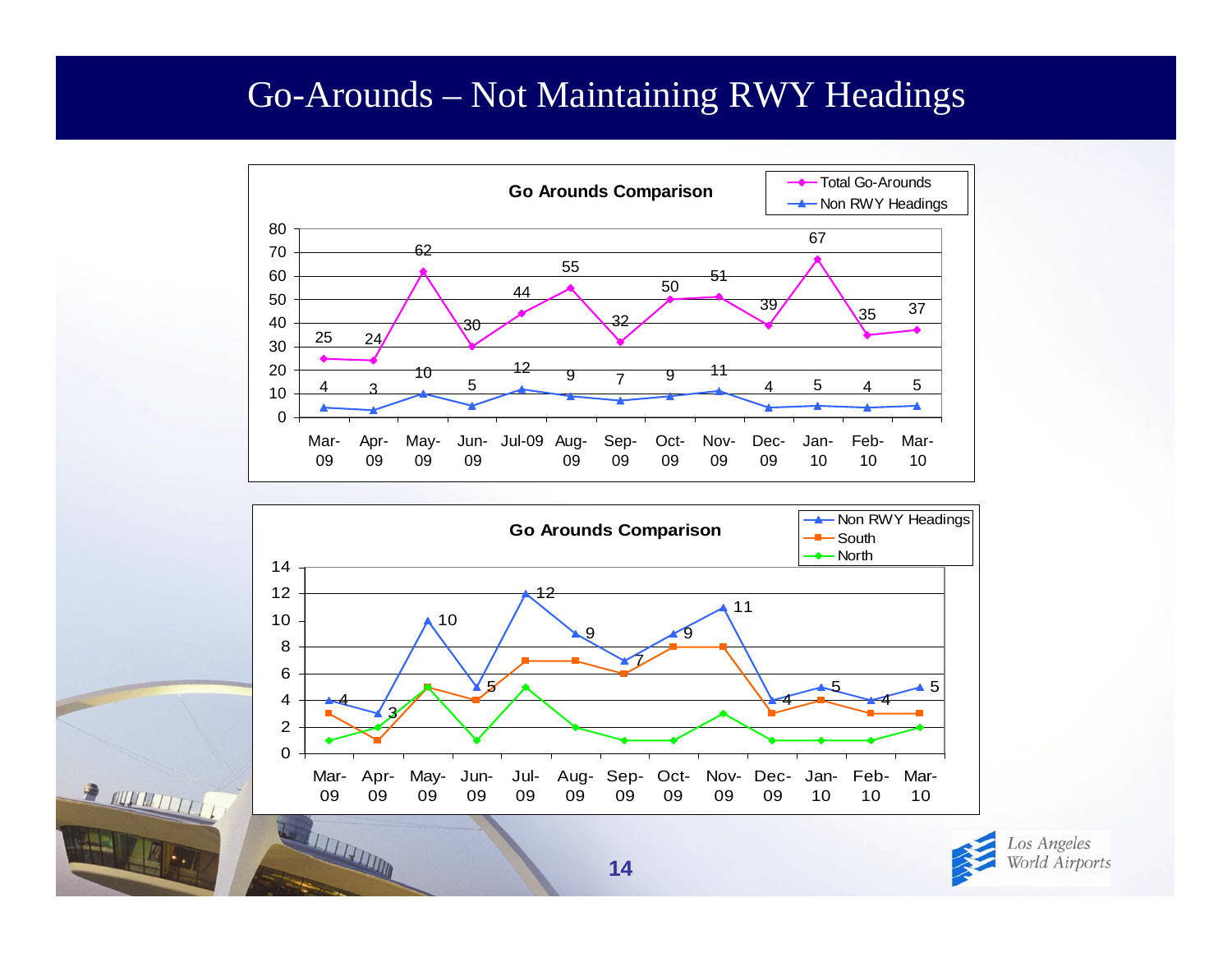# Go-Arounds – Not Maintaining RWY Headings

**Go Arounds Comparison**

| Month | Total Go-Arounds | Non RWY Headings |
|---|---|---|
| Mar-09 | 25 | 4 |
| Apr-09 | 24 | 3 |
| May-09 | 62 | 10 |
| Jun-09 | 30 | 5 |
| Jul-09 | 44 | 12 |
| Aug-09 | 55 | 9 |
| Sep-09 | 32 | 7 |
| Oct-09 | 50 | 9 |
| Nov-09 | 51 | 11 |
| Dec-09 | 39 | 4 |
| Jan-10 | 67 | 5 |
| Feb-10 | 35 | 4 |
| Mar-10 | 37 | 5 |

**Go Arounds Comparison**

| Month | Non RWY Headings | South | North |
|---|---|---|---|
| Mar-09 | 4 | 3 | 1 |
| Apr-09 | 3 | 1 | 2 |
| May-09 | 10 | 5 | 5 |
| Jun-09 | 5 | 4 | 1 |
| Jul-09 | 12 | 7 | 5 |
| Aug-09 | 9 | 7 | 2 |
| Sep-09 | 7 | 6 | 1 |
| Oct-09 | 9 | 8 | 1 |
| Nov-09 | 11 | 8 | 3 |
| Dec-09 | 4 | 3 | 1 |
| Jan-10 | 5 | 4 | 1 |
| Feb-10 | 4 | 3 | 1 |
| Mar-10 | 5 | 3 | 2 |

Los Angeles World Airports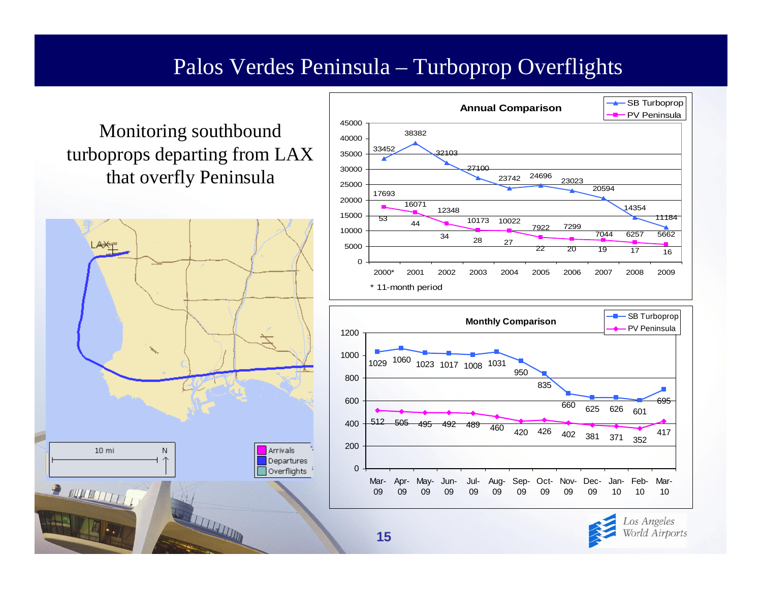# Palos Verdes Peninsula – Turboprop Overflights

Monitoring southbound turboprops departing from LAX that overfly Peninsula

LAX

10 mi N

Arrivals
Departures
Overflights

**Annual Comparison**

| Year | SB Turboprop | PV Peninsula | Daily PV Peninsula |
|---|---|---|---|
| 2000* | 33452 | 17693 | 53 |
| 2001 | 38382 | 16071 | 44 |
| 2002 | 32103 | 12348 | 34 |
| 2003 | 27100 | 10173 | 28 |
| 2004 | 23742 | 10022 | 27 |
| 2005 | 24696 | 7922 | 22 |
| 2006 | 23023 | 7299 | 20 |
| 2007 | 20594 | 7044 | 19 |
| 2008 | 14354 | 6257 | 17 |
| 2009 | 11184 | 5662 | 16 |

\* 11-month period

**Monthly Comparison**

| Month | SB Turboprop | PV Peninsula |
|---|---|---|
| Mar-09 | 1029 | 512 |
| Apr-09 | 1060 | 505 |
| May-09 | 1023 | 495 |
| Jun-09 | 1017 | 492 |
| Jul-09 | 1008 | 489 |
| Aug-09 | 1031 | 460 |
| Sep-09 | 950 | 420 |
| Oct-09 | 835 | 426 |
| Nov-09 | 660 | 402 |
| Dec-09 | 625 | 381 |
| Jan-10 | 626 | 371 |
| Feb-10 | 601 | 352 |
| Mar-10 | 695 | 417 |

Los Angeles World Airports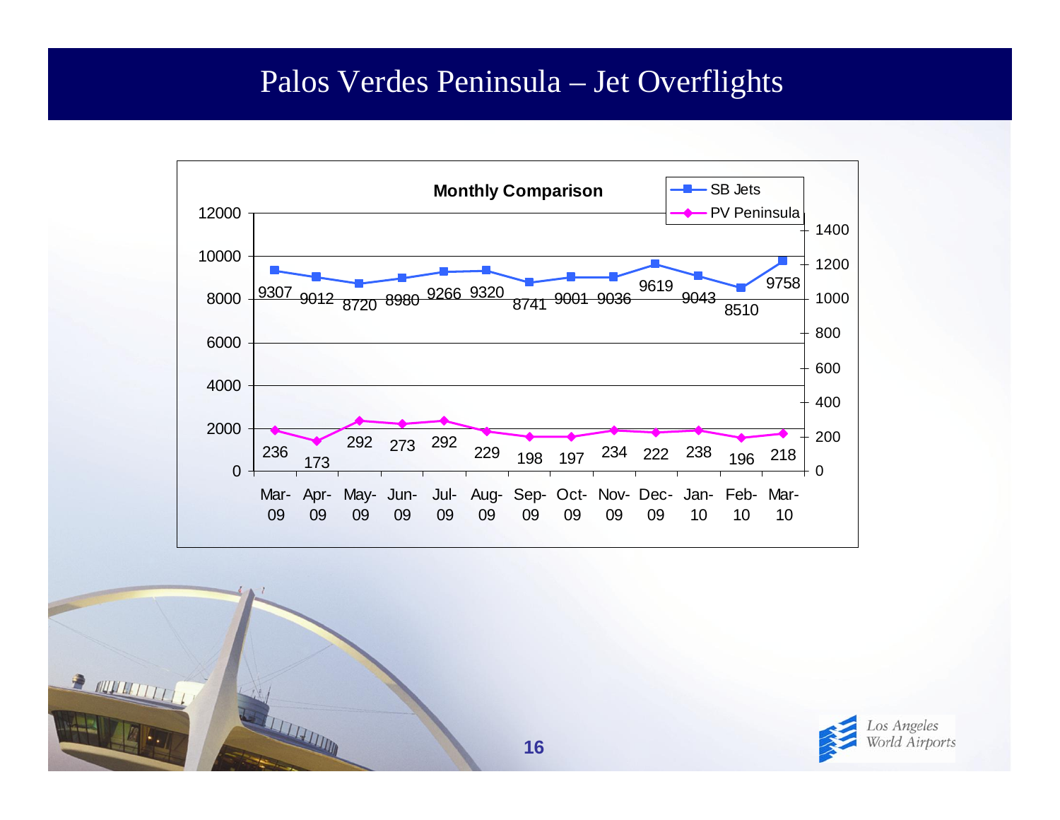# Palos Verdes Peninsula – Jet Overflights

**Monthly Comparison**

| Month | SB Jets | PV Peninsula |
|---|---|---|
| Mar-09 | 9307 | 236 |
| Apr-09 | 9012 | 173 |
| May-09 | 8720 | 292 |
| Jun-09 | 8980 | 273 |
| Jul-09 | 9266 | 292 |
| Aug-09 | 9320 | 229 |
| Sep-09 | 8741 | 198 |
| Oct-09 | 9001 | 197 |
| Nov-09 | 9036 | 234 |
| Dec-09 | 9619 | 222 |
| Jan-10 | 9043 | 238 |
| Feb-10 | 8510 | 196 |
| Mar-10 | 9758 | 218 |

Los Angeles World Airports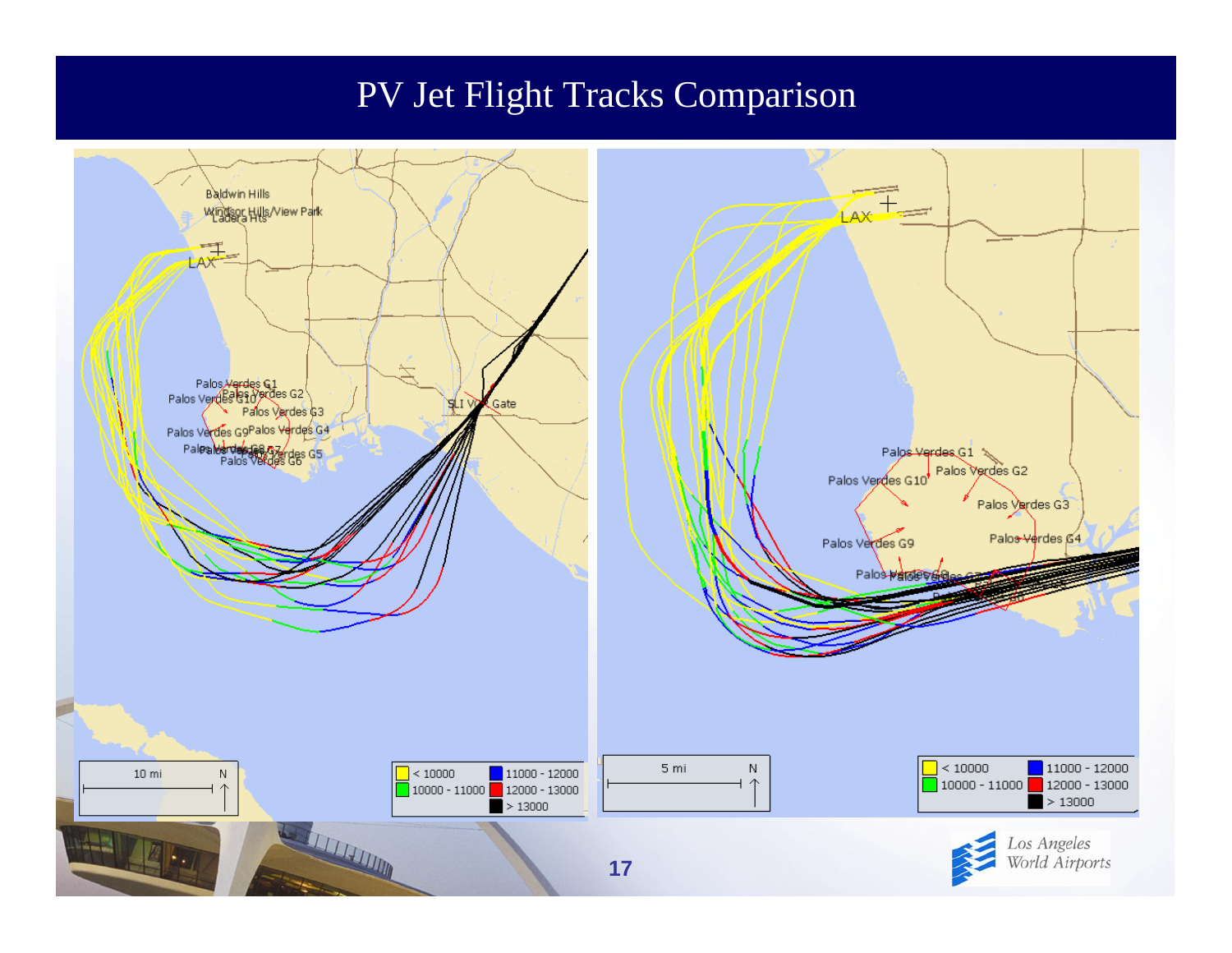# PV Jet Flight Tracks Comparison

Baldwin Hills

Windsor Hills/View Park

Ladera Hts

LAX

Palos Verdes G1

Palos Verdes G10

Palos Verdes G2

Palos Verdes G3

Palos Verdes G9

Palos Verdes G4

Palos Verdes G5

Palos Verdes G6

SLI VOR Gate

10 mi N

| | |
|---|---|
| < 10000 | 11000 - 12000 |
| 10000 - 11000 | 12000 - 13000 |
| | > 13000 |

LAX

Palos Verdes G1

Palos Verdes G2

Palos Verdes G10

Palos Verdes G3

Palos Verdes G9

Palos Verdes G4

5 mi N

| | |
|---|---|
| < 10000 | 11000 - 12000 |
| 10000 - 11000 | 12000 - 13000 |
| | > 13000 |

Los Angeles World Airports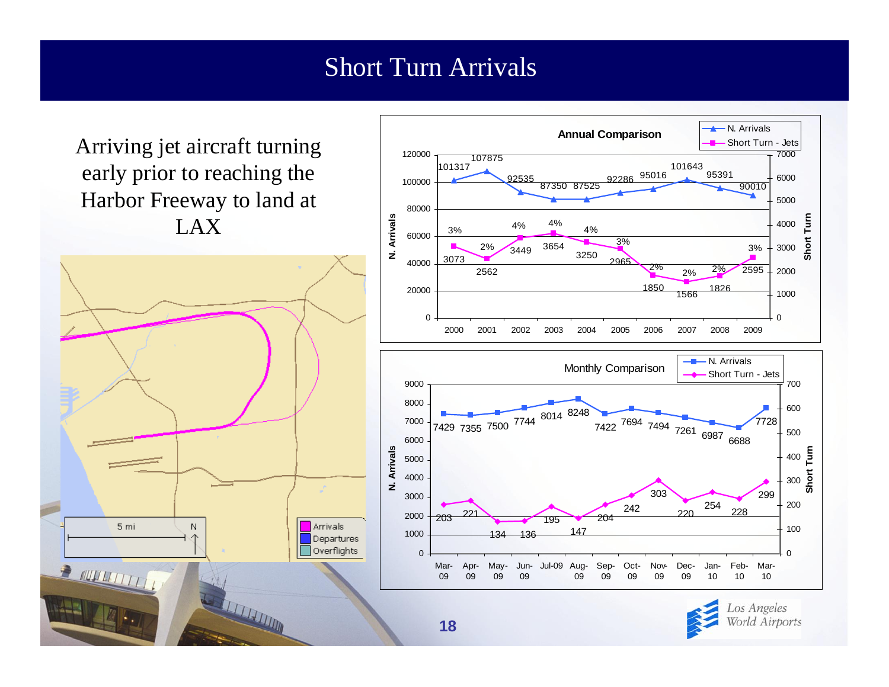# Short Turn Arrivals

Arriving jet aircraft turning early prior to reaching the Harbor Freeway to land at LAX

**Annual Comparison**

| Year | N. Arrivals | Short Turn - Jets | % |
|---|---|---|---|
| 2000 | 101317 | 3073 | 3% |
| 2001 | 107875 | 2562 | 2% |
| 2002 | 92535 | 3449 | 4% |
| 2003 | 87350 | 3654 | 4% |
| 2004 | 87525 | 3250 | 4% |
| 2005 | 92286 | 2965 | 3% |
| 2006 | 95016 | 1850 | 2% |
| 2007 | 101643 | 1566 | 2% |
| 2008 | 95391 | 1826 | 2% |
| 2009 | 90010 | 2595 | 3% |

**Monthly Comparison**

| Month | N. Arrivals | Short Turn - Jets |
|---|---|---|
| Mar-09 | 7429 | 203 |
| Apr-09 | 7355 | 221 |
| May-09 | 7500 | 134 |
| Jun-09 | 7744 | 136 |
| Jul-09 | 8014 | 195 |
| Aug-09 | 8248 | 147 |
| Sep-09 | 7422 | 204 |
| Oct-09 | 7694 | 242 |
| Nov-09 | 7494 | 303 |
| Dec-09 | 7261 | 220 |
| Jan-10 | 6987 | 254 |
| Feb-10 | 6688 | 228 |
| Mar-10 | 7728 | 299 |

Legend: Arrivals, Departures, Overflights. Scale: 5 mi, N

Los Angeles World Airports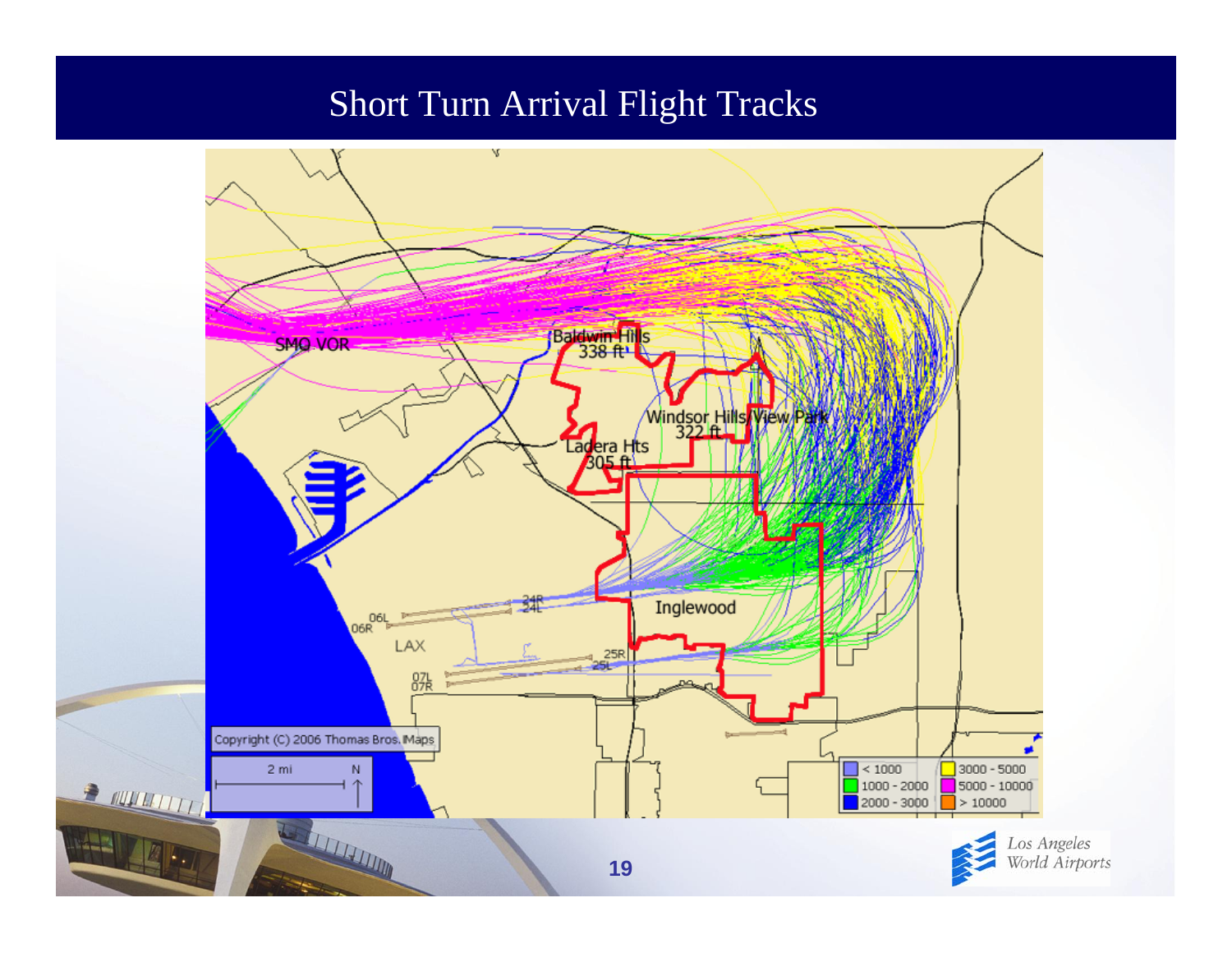# Short Turn Arrival Flight Tracks

SMO VOR

Baldwin Hills 338 ft

Windsor Hills/View Park 322 ft

Ladera Hts 305 ft

Inglewood

LAX

06L 06R 24R 24L 25R 25L 07L 07R

Copyright (C) 2006 Thomas Bros. Maps

2 mi N

| | |
|---|---|
| < 1000 | 3000 - 5000 |
| 1000 - 2000 | 5000 - 10000 |
| 2000 - 3000 | > 10000 |

Los Angeles World Airports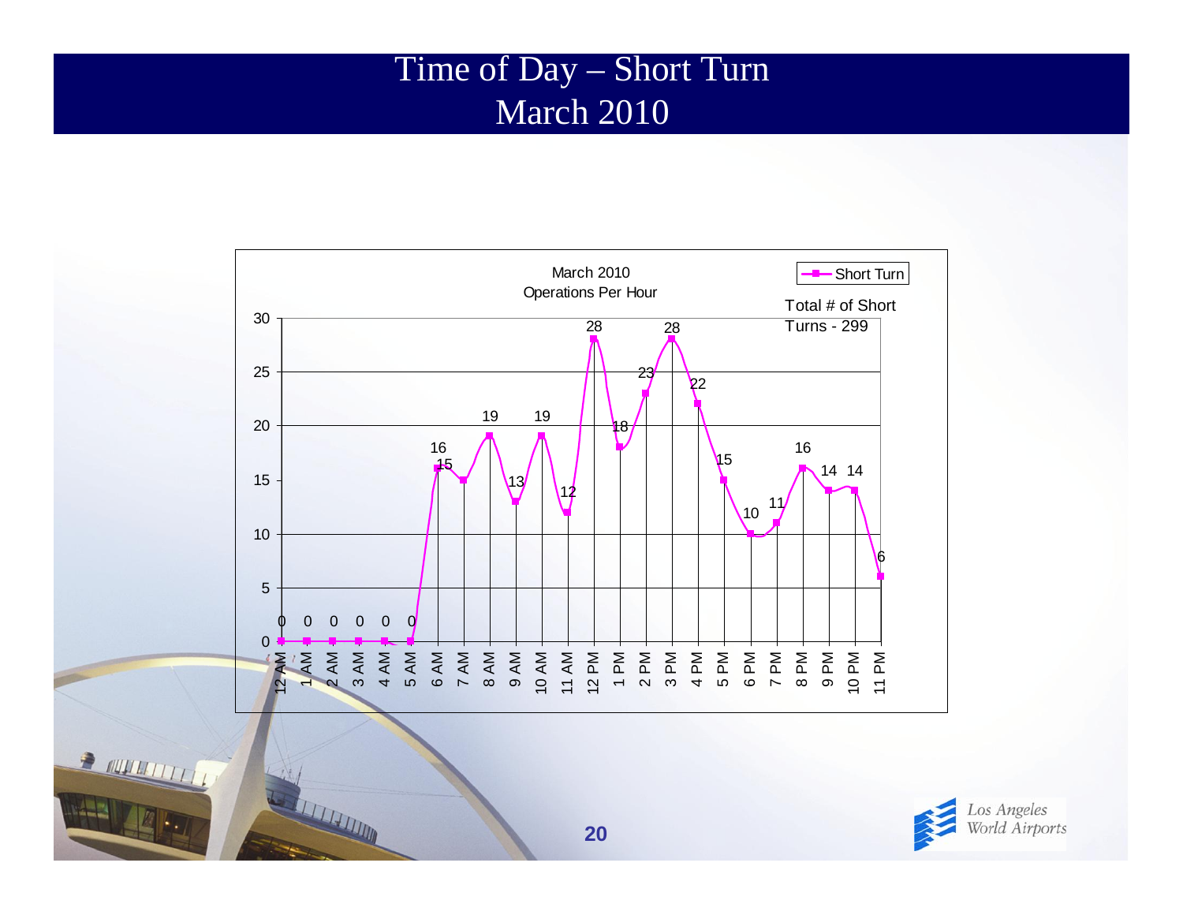# Time of Day – Short Turn
## March 2010

March 2010
Operations Per Hour

Short Turn

Total # of Short Turns - 299

| Hour | Short Turn |
|---|---|
| 12 AM | 0 |
| 1 AM | 0 |
| 2 AM | 0 |
| 3 AM | 0 |
| 4 AM | 0 |
| 5 AM | 0 |
| 6 AM | 16 |
| 7 AM | 15 |
| 8 AM | 19 |
| 9 AM | 13 |
| 10 AM | 19 |
| 11 AM | 12 |
| 12 PM | 28 |
| 1 PM | 18 |
| 2 PM | 23 |
| 3 PM | 28 |
| 4 PM | 22 |
| 5 PM | 15 |
| 6 PM | 10 |
| 7 PM | 11 |
| 8 PM | 16 |
| 9 PM | 14 |
| 10 PM | 14 |
| 11 PM | 6 |

Los Angeles World Airports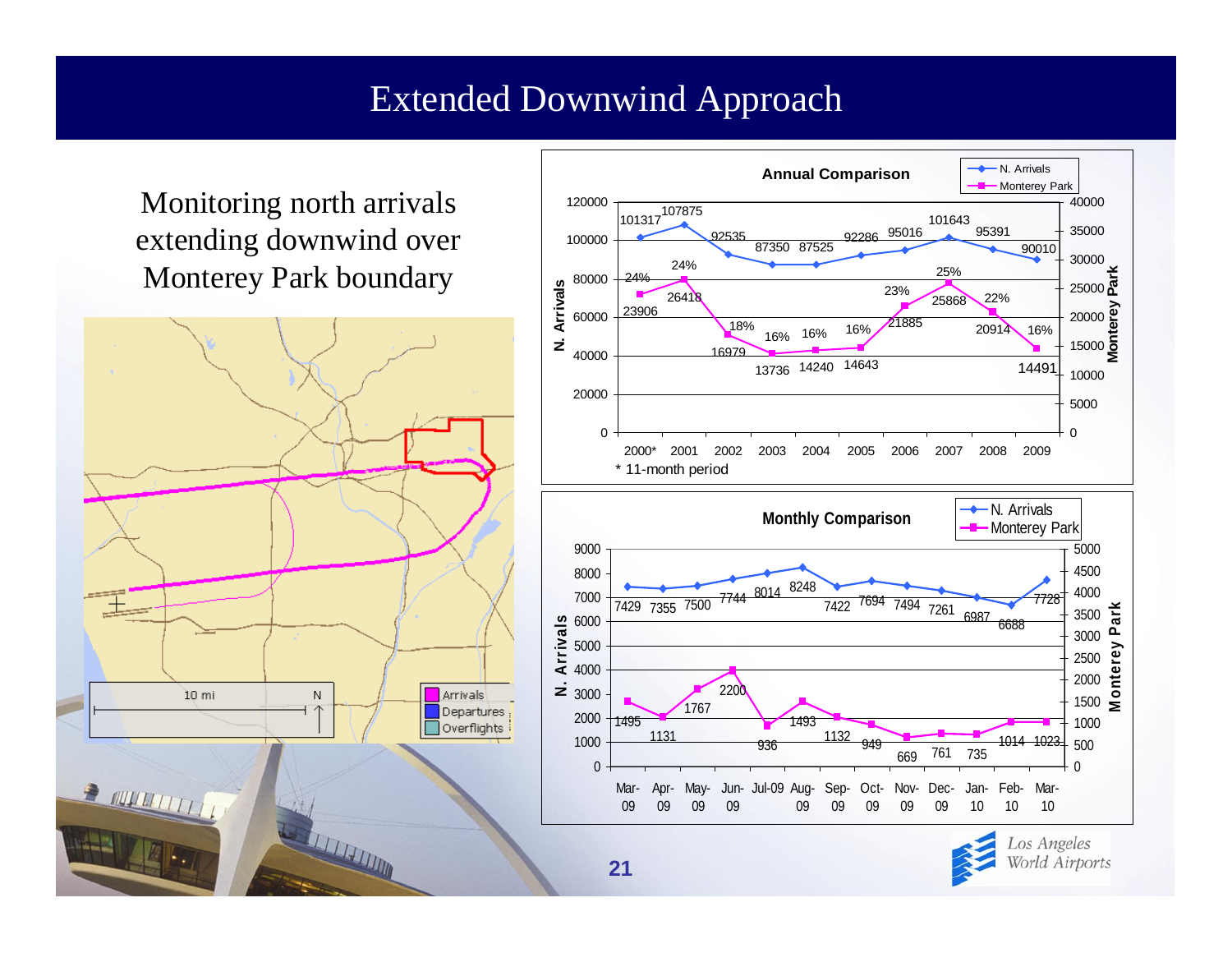# Extended Downwind Approach

Monitoring north arrivals extending downwind over Monterey Park boundary

**Annual Comparison**

| Year | N. Arrivals | Monterey Park | % |
|---|---|---|---|
| 2000* | 101317 | 23906 | 24% |
| 2001 | 107875 | 26418 | 24% |
| 2002 | 92535 | 16979 | 18% |
| 2003 | 87350 | 13736 | 16% |
| 2004 | 87525 | 14240 | 16% |
| 2005 | 92286 | 14643 | 16% |
| 2006 | 95016 | 21885 | 23% |
| 2007 | 101643 | 25868 | 25% |
| 2008 | 95391 | 20914 | 22% |
| 2009 | 90010 | 14491 | 16% |

\* 11-month period

**Monthly Comparison**

| Month | N. Arrivals | Monterey Park |
|---|---|---|
| Mar-09 | 7429 | 1495 |
| Apr-09 | 7355 | 1131 |
| May-09 | 7500 | 1767 |
| Jun-09 | 7744 | 2200 |
| Jul-09 | 8014 | 936 |
| Aug-09 | 8248 | 1493 |
| Sep-09 | 7422 | 1132 |
| Oct-09 | 7694 | 949 |
| Nov-09 | 7494 | 669 |
| Dec-09 | 7261 | 761 |
| Jan-10 | 6987 | 735 |
| Feb-10 | 6688 | 1014 |
| Mar-10 | 7728 | 1023 |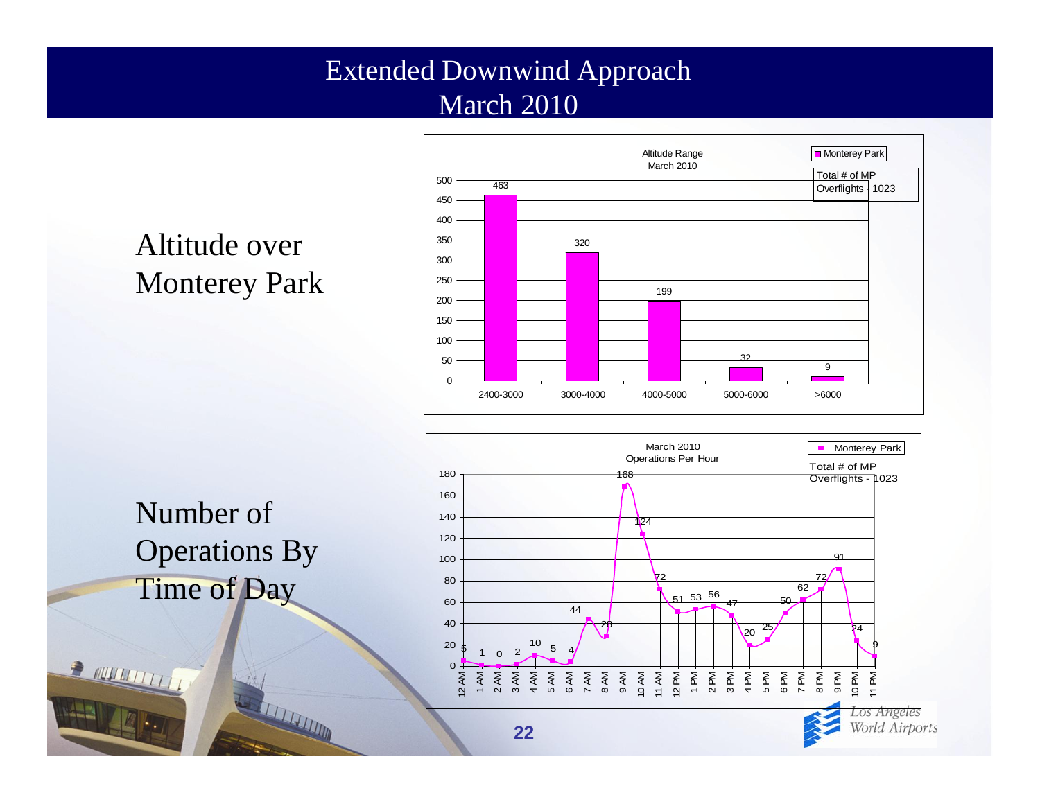# Extended Downwind Approach
## March 2010

### Altitude over Monterey Park

**Altitude Range March 2010** — Monterey Park

Total # of MP Overflights - 1023

| Altitude Range | Monterey Park |
|---|---|
| 2400-3000 | 463 |
| 3000-4000 | 320 |
| 4000-5000 | 199 |
| 5000-6000 | 32 |
| >6000 | 9 |

### Number of Operations By Time of Day

**March 2010 Operations Per Hour** — Monterey Park

Total # of MP Overflights - 1023

| Hour | Monterey Park |
|---|---|
| 12 AM | 5 |
| 1 AM | 1 |
| 2 AM | 0 |
| 3 AM | 2 |
| 4 AM | 10 |
| 5 AM | 5 |
| 6 AM | 4 |
| 7 AM | 44 |
| 8 AM | 28 |
| 9 AM | 168 |
| 10 AM | 124 |
| 11 AM | 72 |
| 12 PM | 51 |
| 1 PM | 53 |
| 2 PM | 56 |
| 3 PM | 47 |
| 4 PM | 20 |
| 5 PM | 25 |
| 6 PM | 50 |
| 7 PM | 62 |
| 8 PM | 72 |
| 9 PM | 91 |
| 10 PM | 24 |
| 11 PM | 9 |

Los Angeles World Airports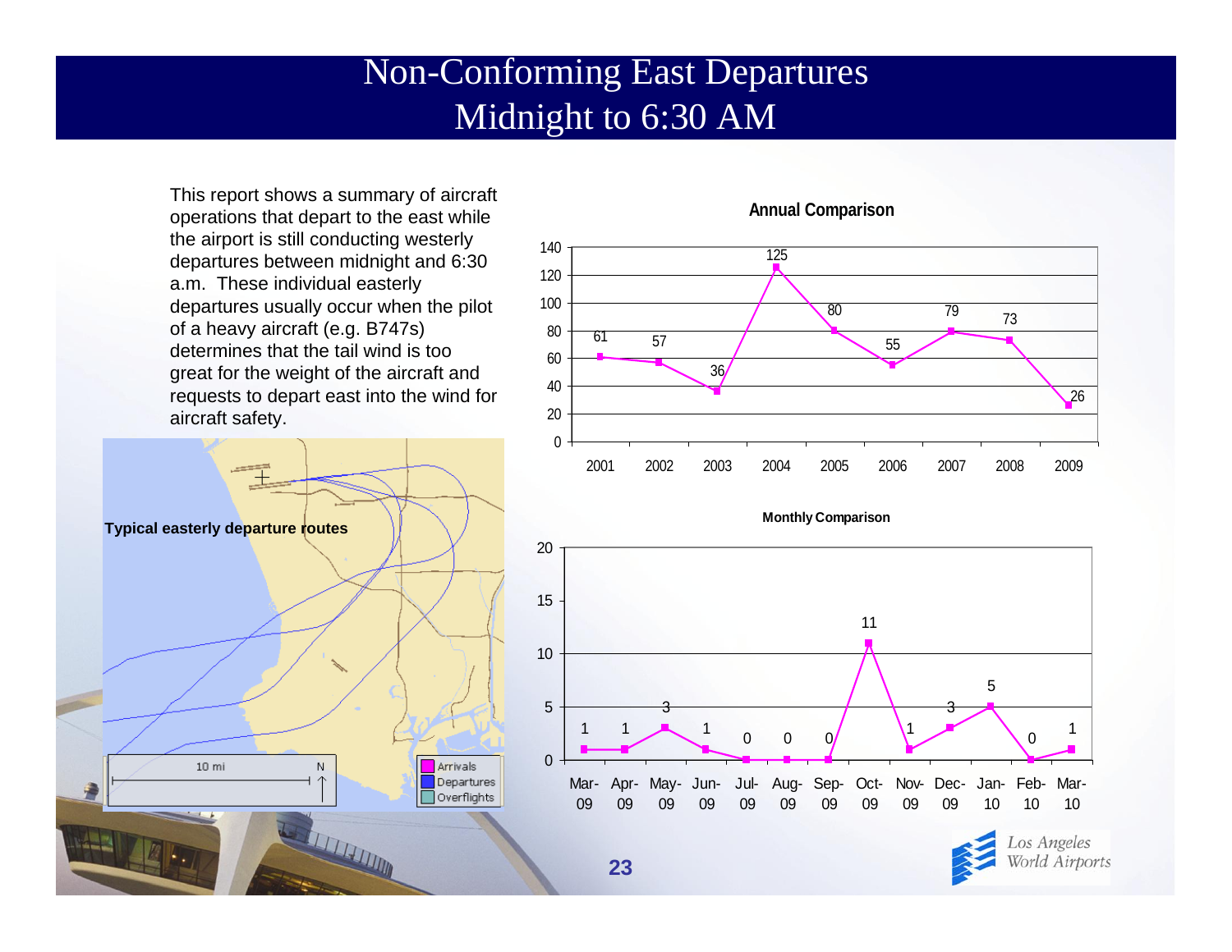# Non-Conforming East Departures
# Midnight to 6:30 AM

This report shows a summary of aircraft operations that depart to the east while the airport is still conducting westerly departures between midnight and 6:30 a.m. These individual easterly departures usually occur when the pilot of a heavy aircraft (e.g. B747s) determines that the tail wind is too great for the weight of the aircraft and requests to depart east into the wind for aircraft safety.

**Typical easterly departure routes**

**Annual Comparison**

| Year | 2001 | 2002 | 2003 | 2004 | 2005 | 2006 | 2007 | 2008 | 2009 |
|---|---|---|---|---|---|---|---|---|---|
| Departures | 61 | 57 | 36 | 125 | 80 | 55 | 79 | 73 | 26 |

**Monthly Comparison**

| Month | Mar-09 | Apr-09 | May-09 | Jun-09 | Jul-09 | Aug-09 | Sep-09 | Oct-09 | Nov-09 | Dec-09 | Jan-10 | Feb-10 | Mar-10 |
|---|---|---|---|---|---|---|---|---|---|---|---|---|---|
| Departures | 1 | 1 | 3 | 1 | 0 | 0 | 0 | 11 | 1 | 3 | 5 | 0 | 1 |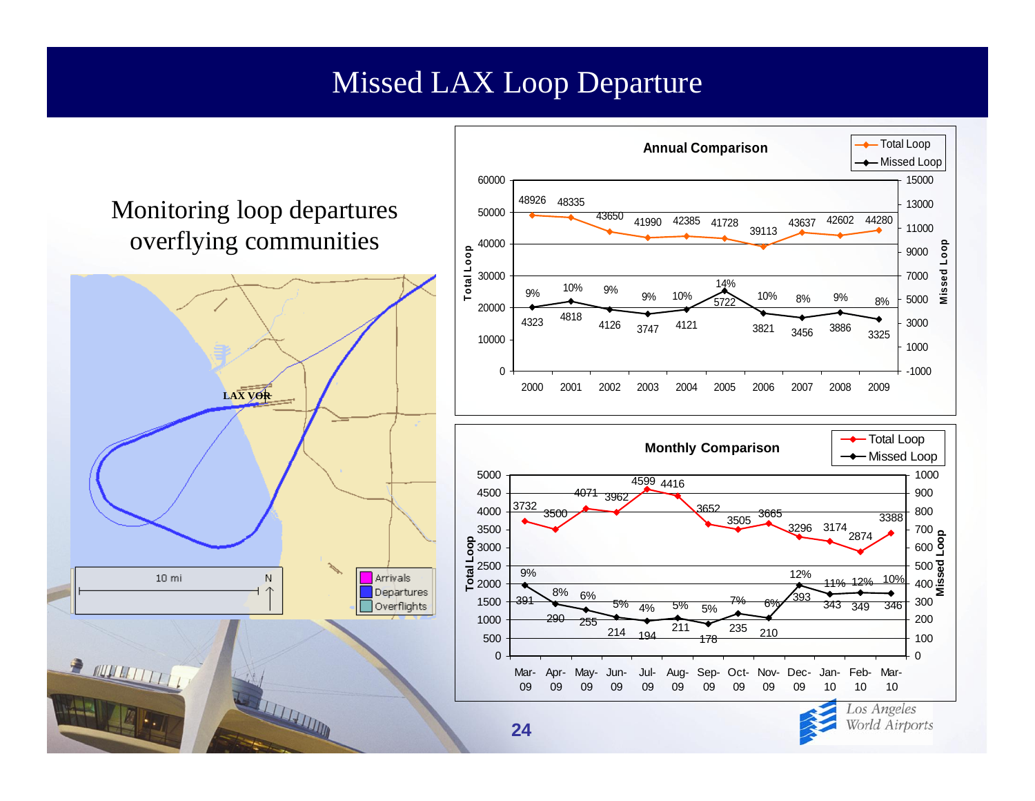# Missed LAX Loop Departure

Monitoring loop departures overflying communities

LAX VOR

10 mi

N

Arrivals
Departures
Overflights

**Annual Comparison**

| Year | Total Loop | Missed Loop | % |
|---|---|---|---|
| 2000 | 48926 | 4323 | 9% |
| 2001 | 48335 | 4818 | 10% |
| 2002 | 43650 | 4126 | 9% |
| 2003 | 41990 | 3747 | 9% |
| 2004 | 42385 | 4121 | 10% |
| 2005 | 41728 | 5722 | 14% |
| 2006 | 39113 | 3821 | 10% |
| 2007 | 43637 | 3456 | 8% |
| 2008 | 42602 | 3886 | 9% |
| 2009 | 44280 | 3325 | 8% |

**Monthly Comparison**

| Month | Total Loop | Missed Loop | % |
|---|---|---|---|
| Mar-09 | 3732 | 391 | 9% |
| Apr-09 | 3500 | 290 | 8% |
| May-09 | 4071 | 255 | 6% |
| Jun-09 | 3962 | 214 | 5% |
| Jul-09 | 4599 | 194 | 4% |
| Aug-09 | 4416 | 211 | 5% |
| Sep-09 | 3652 | 178 | 5% |
| Oct-09 | 3505 | 235 | 7% |
| Nov-09 | 3665 | 210 | 6% |
| Dec-09 | 3296 | 393 | 12% |
| Jan-10 | 3174 | 343 | 11% |
| Feb-10 | 2874 | 349 | 12% |
| Mar-10 | 3388 | 346 | 10% |

Los Angeles World Airports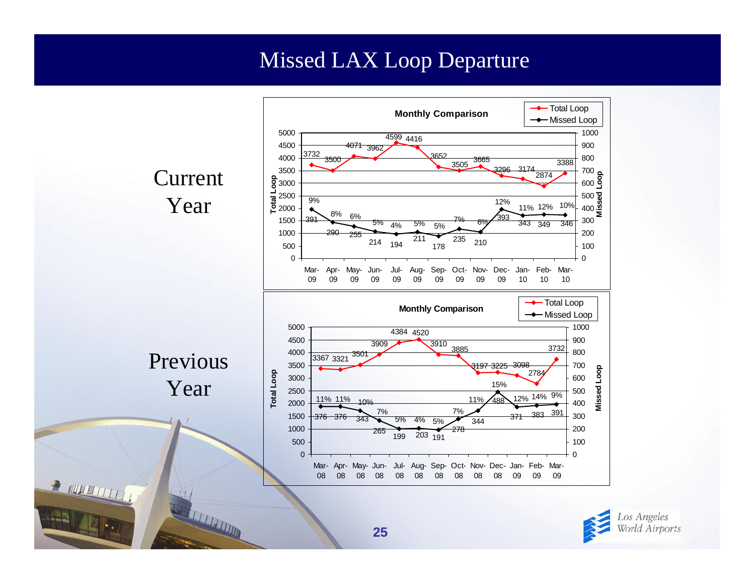# Missed LAX Loop Departure

## Current Year

**Monthly Comparison**

| Month | Total Loop | Missed Loop | % Missed |
|---|---|---|---|
| Mar-09 | 3732 | 391 | 9% |
| Apr-09 | 3500 | 290 | 8% |
| May-09 | 4071 | 255 | 6% |
| Jun-09 | 3962 | 214 | 5% |
| Jul-09 | 4599 | 194 | 4% |
| Aug-09 | 4416 | 211 | 5% |
| Sep-09 | 3652 | 178 | 5% |
| Oct-09 | 3505 | 235 | 7% |
| Nov-09 | 3665 | 210 | 6% |
| Dec-09 | 3296 | 393 | 12% |
| Jan-10 | 3174 | 343 | 11% |
| Feb-10 | 2874 | 349 | 12% |
| Mar-10 | 3388 | 346 | 10% |

## Previous Year

**Monthly Comparison**

| Month | Total Loop | Missed Loop | % Missed |
|---|---|---|---|
| Mar-08 | 3367 | 376 | 11% |
| Apr-08 | 3321 | 376 | 11% |
| May-08 | 3501 | 343 | 10% |
| Jun-08 | 3909 | 265 | 7% |
| Jul-08 | 4384 | 199 | 5% |
| Aug-08 | 4520 | 203 | 4% |
| Sep-08 | 3910 | 191 | 5% |
| Oct-08 | 3885 | 278 | 7% |
| Nov-08 | 3197 | 344 | 11% |
| Dec-08 | 3225 | 488 | 15% |
| Jan-09 | 3098 | 371 | 12% |
| Feb-09 | 2784 | 383 | 14% |
| Mar-09 | 3732 | 391 | 9% |

Los Angeles World Airports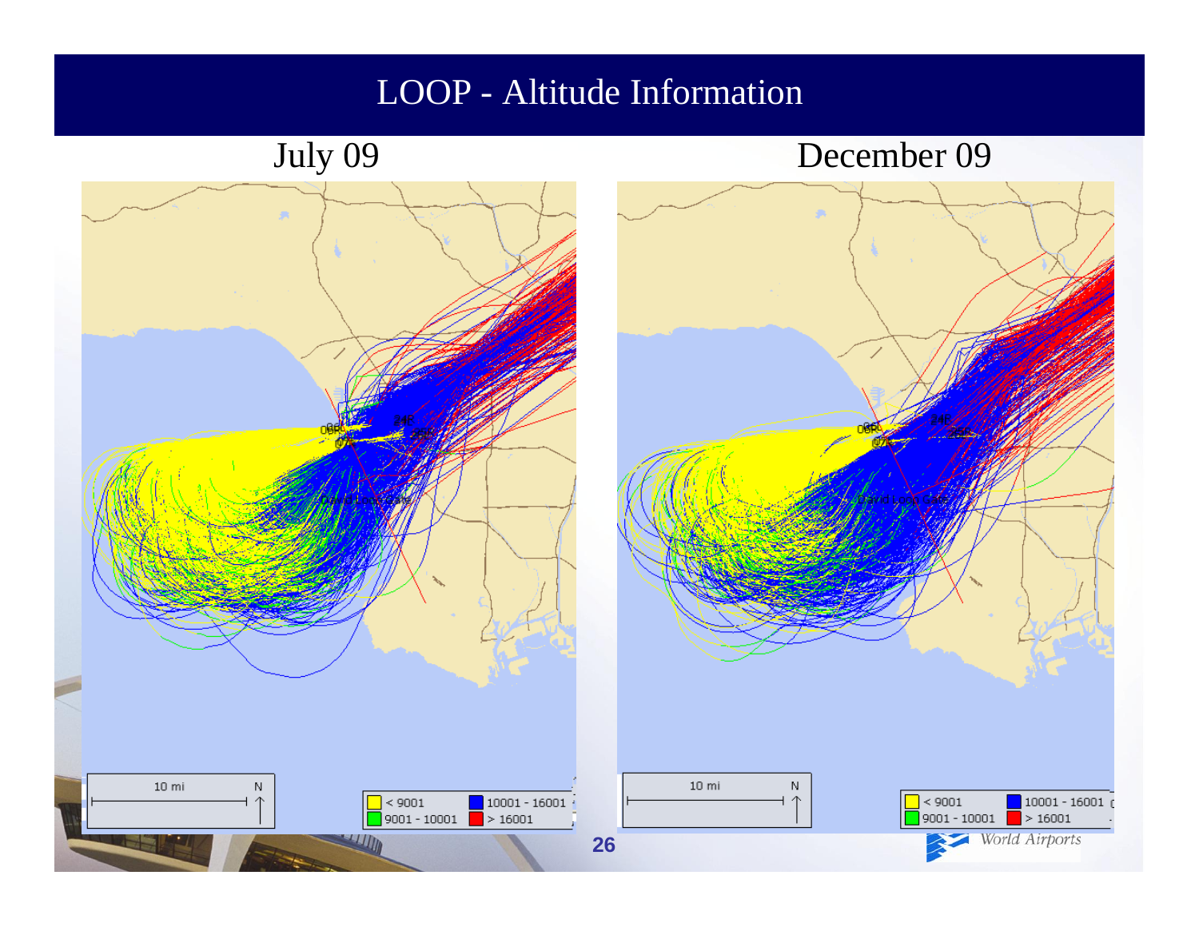# LOOP - Altitude Information

July 09

December 09

10 mi

N

< 9001

9001 - 10001

10001 - 16001

> 16001

10 mi

N

< 9001

9001 - 10001

10001 - 16001

> 16001

World Airports